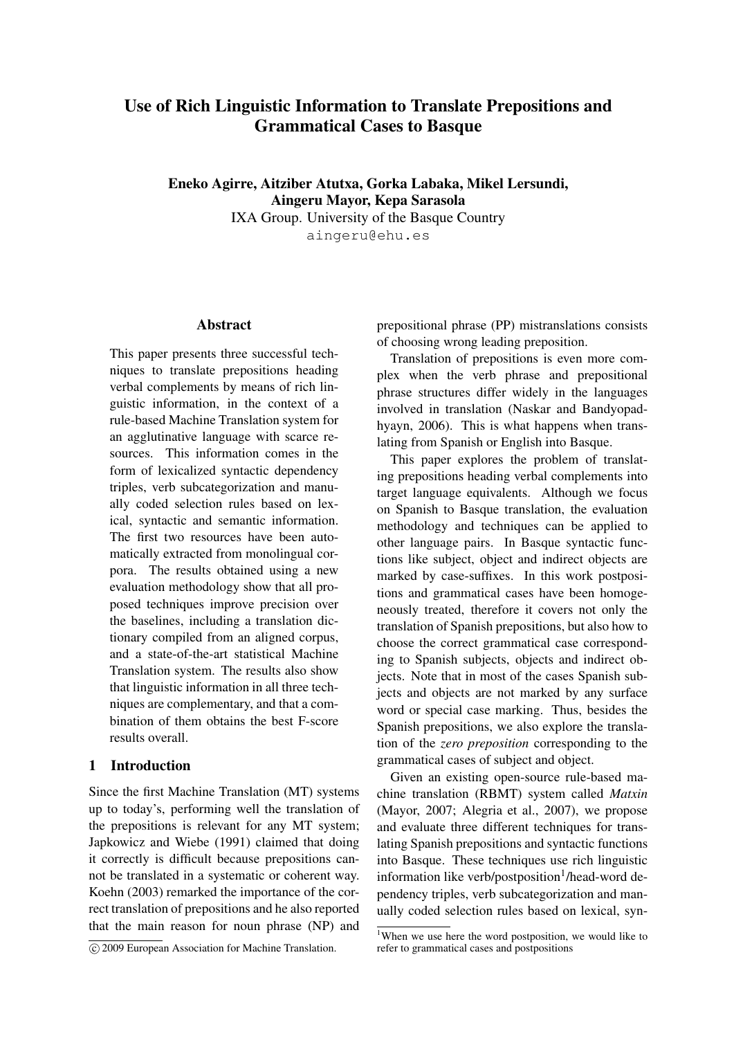# Use of Rich Linguistic Information to Translate Prepositions and Grammatical Cases to Basque

**Eneko Agirre, Aitziber Atutxa, Gorka Labaka, Mikel Lersundi, Aingeru Mayor, Kepa Sarasola**

IXA Group. University of the Basque Country

aingeru@ehu.es

## Abstract

This paper presents three successful techniques to translate prepositions heading verbal complements by means of rich linguistic information, in the context of a rule-based Machine Translation system for an agglutinative language with scarce resources. This information comes in the form of lexicalized syntactic dependency triples, verb subcategorization and manually coded selection rules based on lexical, syntactic and semantic information. The first two resources have been automatically extracted from monolingual corpora. The results obtained using a new evaluation methodology show that all proposed techniques improve precision over the baselines, including a translation dictionary compiled from an aligned corpus, and a state-of-the-art statistical Machine Translation system. The results also show that linguistic information in all three techniques are complementary, and that a combination of them obtains the best F-score results overall.

## 1 Introduction

Since the first Machine Translation (MT) systems up to today's, performing well the translation of the prepositions is relevant for any MT system; Japkowicz and Wiebe (1991) claimed that doing it correctly is difficult because prepositions cannot be translated in a systematic or coherent way. Koehn (2003) remarked the importance of the correct translation of prepositions and he also reported that the main reason for noun phrase (NP) and prepositional phrase (PP) mistranslations consists of choosing wrong leading preposition.

Translation of prepositions is even more complex when the verb phrase and prepositional phrase structures differ widely in the languages involved in translation (Naskar and Bandyopadhyayn, 2006). This is what happens when translating from Spanish or English into Basque.

This paper explores the problem of translating prepositions heading verbal complements into target language equivalents. Although we focus on Spanish to Basque translation, the evaluation methodology and techniques can be applied to other language pairs. In Basque syntactic functions like subject, object and indirect objects are marked by case-suffixes. In this work postpositions and grammatical cases have been homogeneously treated, therefore it covers not only the translation of Spanish prepositions, but also how to choose the correct grammatical case corresponding to Spanish subjects, objects and indirect objects. Note that in most of the cases Spanish subjects and objects are not marked by any surface word or special case marking. Thus, besides the Spanish prepositions, we also explore the translation of the *zero preposition* corresponding to the grammatical cases of subject and object.

Given an existing open-source rule-based machine translation (RBMT) system called *Matxin* (Mayor, 2007; Alegria et al., 2007), we propose and evaluate three different techniques for translating Spanish prepositions and syntactic functions into Basque. These techniques use rich linguistic information like verb/postposition[1]/head-word dependency triples, verb subcategorization and manually coded selection rules based on lexical, syn-

[1] When we use here the word postposition, we would like to refer to grammatical cases and postpositions

© 2009 European Association for Machine Translation.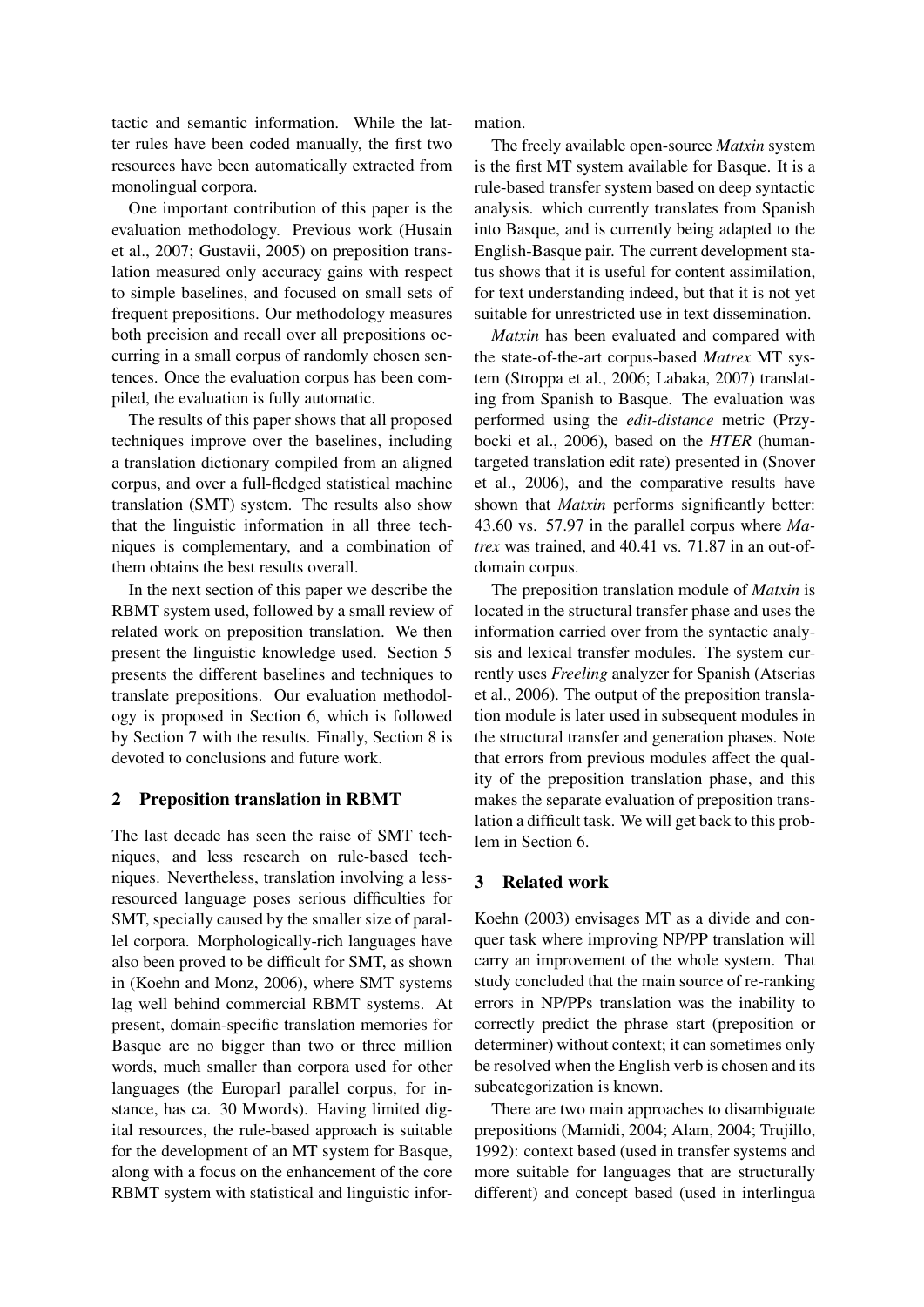tactic and semantic information. While the latter rules have been coded manually, the first two resources have been automatically extracted from monolingual corpora.

One important contribution of this paper is the evaluation methodology. Previous work (Husain et al., 2007; Gustavii, 2005) on preposition translation measured only accuracy gains with respect to simple baselines, and focused on small sets of frequent prepositions. Our methodology measures both precision and recall over all prepositions occurring in a small corpus of randomly chosen sentences. Once the evaluation corpus has been compiled, the evaluation is fully automatic.

The results of this paper shows that all proposed techniques improve over the baselines, including a translation dictionary compiled from an aligned corpus, and over a full-fledged statistical machine translation (SMT) system. The results also show that the linguistic information in all three techniques is complementary, and a combination of them obtains the best results overall.

In the next section of this paper we describe the RBMT system used, followed by a small review of related work on preposition translation. We then present the linguistic knowledge used. Section 5 presents the different baselines and techniques to translate prepositions. Our evaluation methodology is proposed in Section 6, which is followed by Section 7 with the results. Finally, Section 8 is devoted to conclusions and future work.

## 2 Preposition translation in RBMT

The last decade has seen the raise of SMT techniques, and less research on rule-based techniques. Nevertheless, translation involving a less-resourced language poses serious difficulties for SMT, specially caused by the smaller size of parallel corpora. Morphologically-rich languages have also been proved to be difficult for SMT, as shown in (Koehn and Monz, 2006), where SMT systems lag well behind commercial RBMT systems. At present, domain-specific translation memories for Basque are no bigger than two or three million words, much smaller than corpora used for other languages (the Europarl parallel corpus, for instance, has ca. 30 Mwords). Having limited digital resources, the rule-based approach is suitable for the development of an MT system for Basque, along with a focus on the enhancement of the core RBMT system with statistical and linguistic information.

The freely available open-source *Matxin* system is the first MT system available for Basque. It is a rule-based transfer system based on deep syntactic analysis. which currently translates from Spanish into Basque, and is currently being adapted to the English-Basque pair. The current development status shows that it is useful for content assimilation, for text understanding indeed, but that it is not yet suitable for unrestricted use in text dissemination.

*Matxin* has been evaluated and compared with the state-of-the-art corpus-based *Matrex* MT system (Stroppa et al., 2006; Labaka, 2007) translating from Spanish to Basque. The evaluation was performed using the *edit-distance* metric (Przybocki et al., 2006), based on the *HTER* (human-targeted translation edit rate) presented in (Snover et al., 2006), and the comparative results have shown that *Matxin* performs significantly better: 43.60 vs. 57.97 in the parallel corpus where *Matrex* was trained, and 40.41 vs. 71.87 in an out-of-domain corpus.

The preposition translation module of *Matxin* is located in the structural transfer phase and uses the information carried over from the syntactic analysis and lexical transfer modules. The system currently uses *Freeling* analyzer for Spanish (Atserias et al., 2006). The output of the preposition translation module is later used in subsequent modules in the structural transfer and generation phases. Note that errors from previous modules affect the quality of the preposition translation phase, and this makes the separate evaluation of preposition translation a difficult task. We will get back to this problem in Section 6.

## 3 Related work

Koehn (2003) envisages MT as a divide and conquer task where improving NP/PP translation will carry an improvement of the whole system. That study concluded that the main source of re-ranking errors in NP/PPs translation was the inability to correctly predict the phrase start (preposition or determiner) without context; it can sometimes only be resolved when the English verb is chosen and its subcategorization is known.

There are two main approaches to disambiguate prepositions (Mamidi, 2004; Alam, 2004; Trujillo, 1992): context based (used in transfer systems and more suitable for languages that are structurally different) and concept based (used in interlingua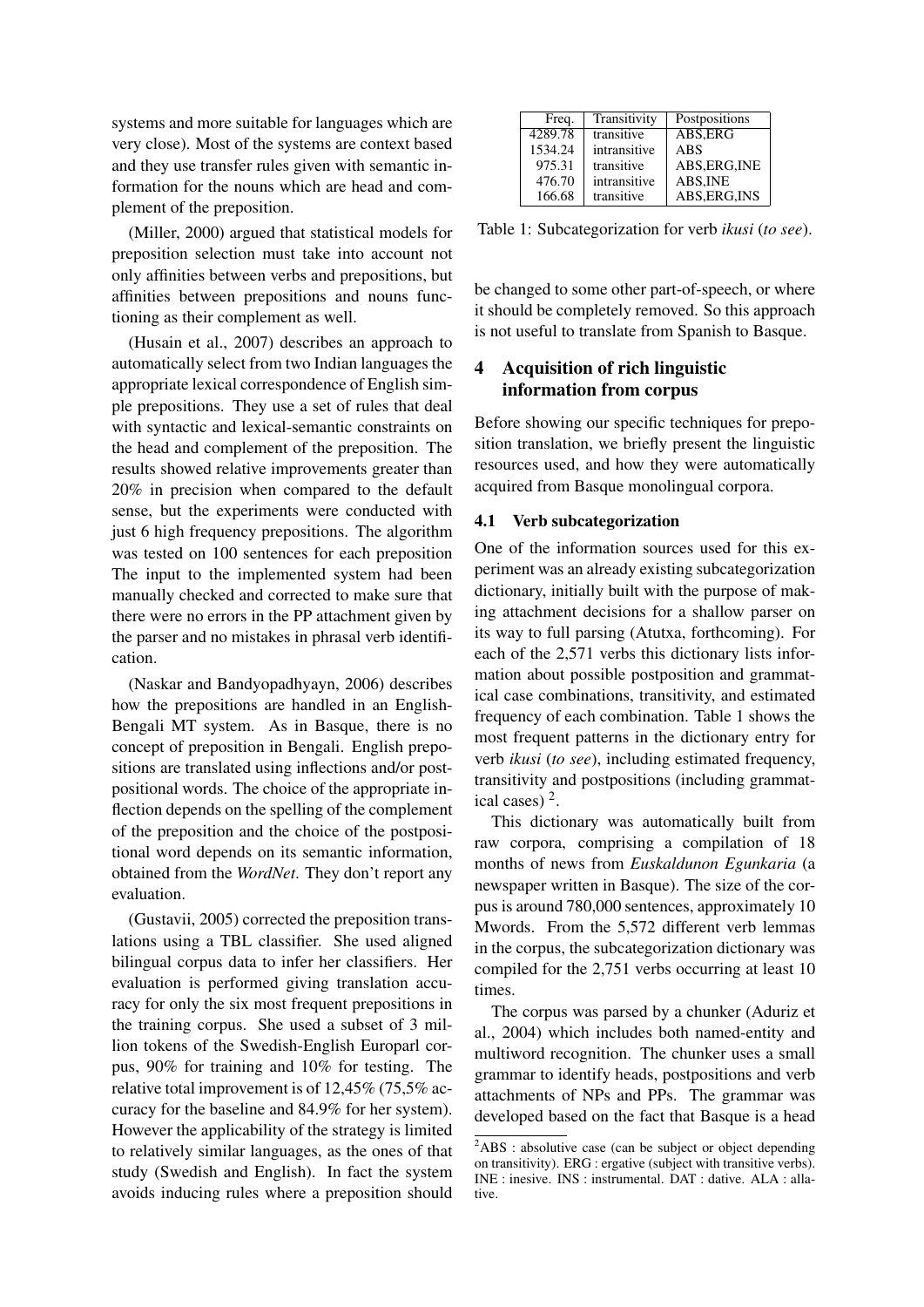systems and more suitable for languages which are very close). Most of the systems are context based and they use transfer rules given with semantic information for the nouns which are head and complement of the preposition.

(Miller, 2000) argued that statistical models for preposition selection must take into account not only affinities between verbs and prepositions, but affinities between prepositions and nouns functioning as their complement as well.

(Husain et al., 2007) describes an approach to automatically select from two Indian languages the appropriate lexical correspondence of English simple prepositions. They use a set of rules that deal with syntactic and lexical-semantic constraints on the head and complement of the preposition. The results showed relative improvements greater than 20% in precision when compared to the default sense, but the experiments were conducted with just 6 high frequency prepositions. The algorithm was tested on 100 sentences for each preposition The input to the implemented system had been manually checked and corrected to make sure that there were no errors in the PP attachment given by the parser and no mistakes in phrasal verb identification.

(Naskar and Bandyopadhyayn, 2006) describes how the prepositions are handled in an English-Bengali MT system. As in Basque, there is no concept of preposition in Bengali. English prepositions are translated using inflections and/or postpositional words. The choice of the appropriate inflection depends on the spelling of the complement of the preposition and the choice of the postpositional word depends on its semantic information, obtained from the *WordNet*. They don't report any evaluation.

(Gustavii, 2005) corrected the preposition translations using a TBL classifier. She used aligned bilingual corpus data to infer her classifiers. Her evaluation is performed giving translation accuracy for only the six most frequent prepositions in the training corpus. She used a subset of 3 million tokens of the Swedish-English Europarl corpus, 90% for training and 10% for testing. The relative total improvement is of 12,45% (75,5% accuracy for the baseline and 84.9% for her system). However the applicability of the strategy is limited to relatively similar languages, as the ones of that study (Swedish and English). In fact the system avoids inducing rules where a preposition should be changed to some other part-of-speech, or where it should be completely removed. So this approach is not useful to translate from Spanish to Basque.

| Freq. | Transitivity | Postpositions |
|---|---|---|
| 4289.78 | transitive | ABS,ERG |
| 1534.24 | intransitive | ABS |
| 975.31 | transitive | ABS,ERG,INE |
| 476.70 | intransitive | ABS,INE |
| 166.68 | transitive | ABS,ERG,INS |

Table 1: Subcategorization for verb *ikusi* (*to see*).

## 4 Acquisition of rich linguistic information from corpus

Before showing our specific techniques for preposition translation, we briefly present the linguistic resources used, and how they were automatically acquired from Basque monolingual corpora.

### 4.1 Verb subcategorization

One of the information sources used for this experiment was an already existing subcategorization dictionary, initially built with the purpose of making attachment decisions for a shallow parser on its way to full parsing (Atutxa, forthcoming). For each of the 2,571 verbs this dictionary lists information about possible postposition and grammatical case combinations, transitivity, and estimated frequency of each combination. Table 1 shows the most frequent patterns in the dictionary entry for verb *ikusi* (*to see*), including estimated frequency, transitivity and postpositions (including grammatical cases) [2].

This dictionary was automatically built from raw corpora, comprising a compilation of 18 months of news from *Euskaldunon Egunkaria* (a newspaper written in Basque). The size of the corpus is around 780,000 sentences, approximately 10 Mwords. From the 5,572 different verb lemmas in the corpus, the subcategorization dictionary was compiled for the 2,751 verbs occurring at least 10 times.

The corpus was parsed by a chunker (Aduriz et al., 2004) which includes both named-entity and multiword recognition. The chunker uses a small grammar to identify heads, postpositions and verb attachments of NPs and PPs. The grammar was developed based on the fact that Basque is a head

[2] ABS : absolutive case (can be subject or object depending on transitivity). ERG : ergative (subject with transitive verbs). INE : inesive. INS : instrumental. DAT : dative. ALA : allative.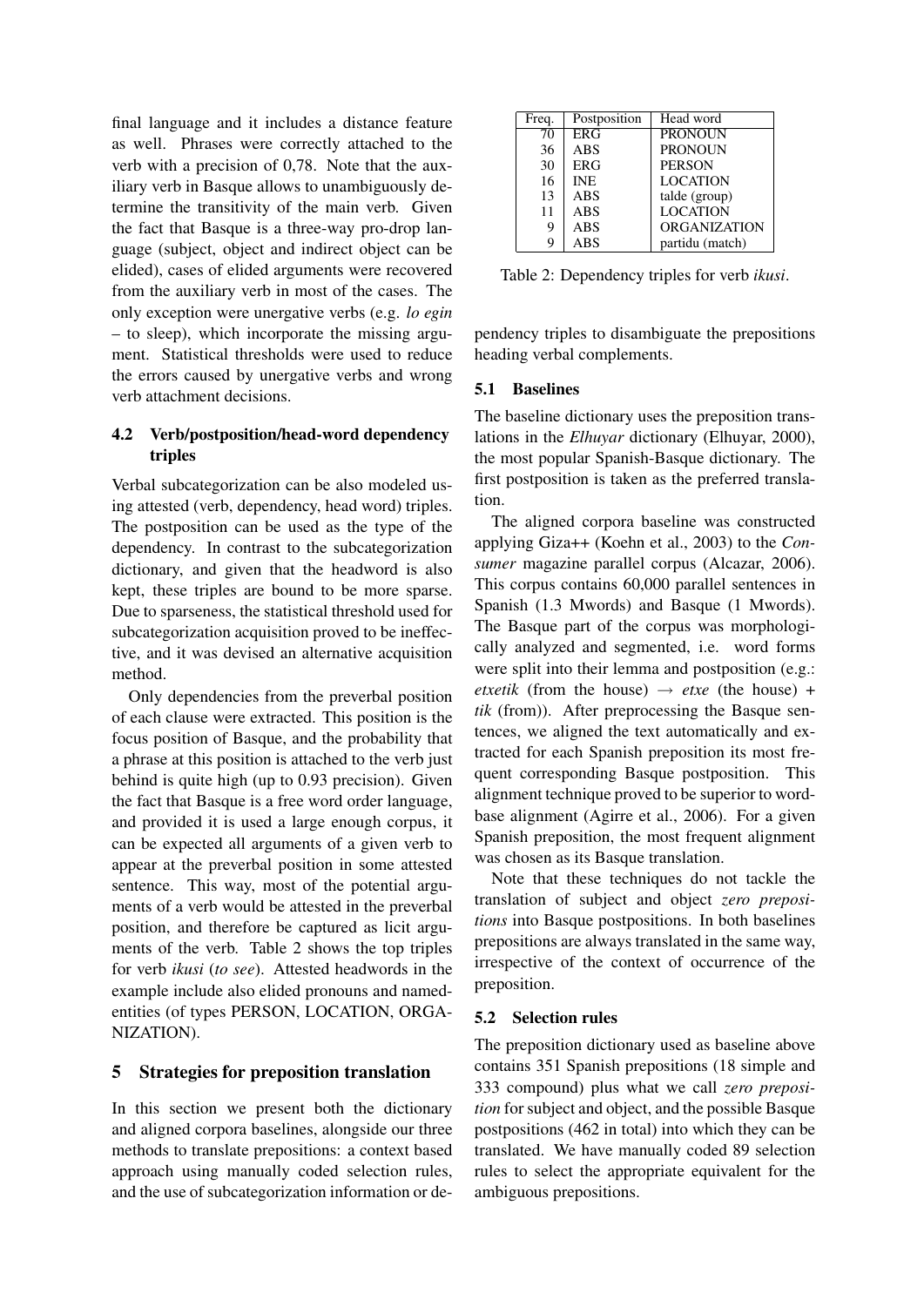final language and it includes a distance feature as well. Phrases were correctly attached to the verb with a precision of 0,78. Note that the auxiliary verb in Basque allows to unambiguously determine the transitivity of the main verb. Given the fact that Basque is a three-way pro-drop language (subject, object and indirect object can be elided), cases of elided arguments were recovered from the auxiliary verb in most of the cases. The only exception were unergative verbs (e.g. *lo egin* – to sleep), which incorporate the missing argument. Statistical thresholds were used to reduce the errors caused by unergative verbs and wrong verb attachment decisions.

### 4.2 Verb/postposition/head-word dependency triples

Verbal subcategorization can be also modeled using attested (verb, dependency, head word) triples. The postposition can be used as the type of the dependency. In contrast to the subcategorization dictionary, and given that the headword is also kept, these triples are bound to be more sparse. Due to sparseness, the statistical threshold used for subcategorization acquisition proved to be ineffective, and it was devised an alternative acquisition method.

Only dependencies from the preverbal position of each clause were extracted. This position is the focus position of Basque, and the probability that a phrase at this position is attached to the verb just behind is quite high (up to 0.93 precision). Given the fact that Basque is a free word order language, and provided it is used a large enough corpus, it can be expected all arguments of a given verb to appear at the preverbal position in some attested sentence. This way, most of the potential arguments of a verb would be attested in the preverbal position, and therefore be captured as licit arguments of the verb. Table 2 shows the top triples for verb *ikusi* (*to see*). Attested headwords in the example include also elided pronouns and named-entities (of types PERSON, LOCATION, ORGANIZATION).

| Freq. | Postposition | Head word |
|---|---|---|
| 70 | ERG | PRONOUN |
| 36 | ABS | PRONOUN |
| 30 | ERG | PERSON |
| 16 | INE | LOCATION |
| 13 | ABS | talde (group) |
| 11 | ABS | LOCATION |
| 9 | ABS | ORGANIZATION |
| 9 | ABS | partidu (match) |

Table 2: Dependency triples for verb *ikusi*.

## 5 Strategies for preposition translation

In this section we present both the dictionary and aligned corpora baselines, alongside our three methods to translate prepositions: a context based approach using manually coded selection rules, and the use of subcategorization information or dependency triples to disambiguate the prepositions heading verbal complements.

### 5.1 Baselines

The baseline dictionary uses the preposition translations in the *Elhuyar* dictionary (Elhuyar, 2000), the most popular Spanish-Basque dictionary. The first postposition is taken as the preferred translation.

The aligned corpora baseline was constructed applying Giza++ (Koehn et al., 2003) to the *Consumer* magazine parallel corpus (Alcazar, 2006). This corpus contains 60,000 parallel sentences in Spanish (1.3 Mwords) and Basque (1 Mwords). The Basque part of the corpus was morphologically analyzed and segmented, i.e. word forms were split into their lemma and postposition (e.g.: *etxetik* (from the house) → *etxe* (the house) + *tik* (from)). After preprocessing the Basque sentences, we aligned the text automatically and extracted for each Spanish preposition its most frequent corresponding Basque postposition. This alignment technique proved to be superior to word-base alignment (Agirre et al., 2006). For a given Spanish preposition, the most frequent alignment was chosen as its Basque translation.

Note that these techniques do not tackle the translation of subject and object *zero prepositions* into Basque postpositions. In both baselines prepositions are always translated in the same way, irrespective of the context of occurrence of the preposition.

### 5.2 Selection rules

The preposition dictionary used as baseline above contains 351 Spanish prepositions (18 simple and 333 compound) plus what we call *zero preposition* for subject and object, and the possible Basque postpositions (462 in total) into which they can be translated. We have manually coded 89 selection rules to select the appropriate equivalent for the ambiguous prepositions.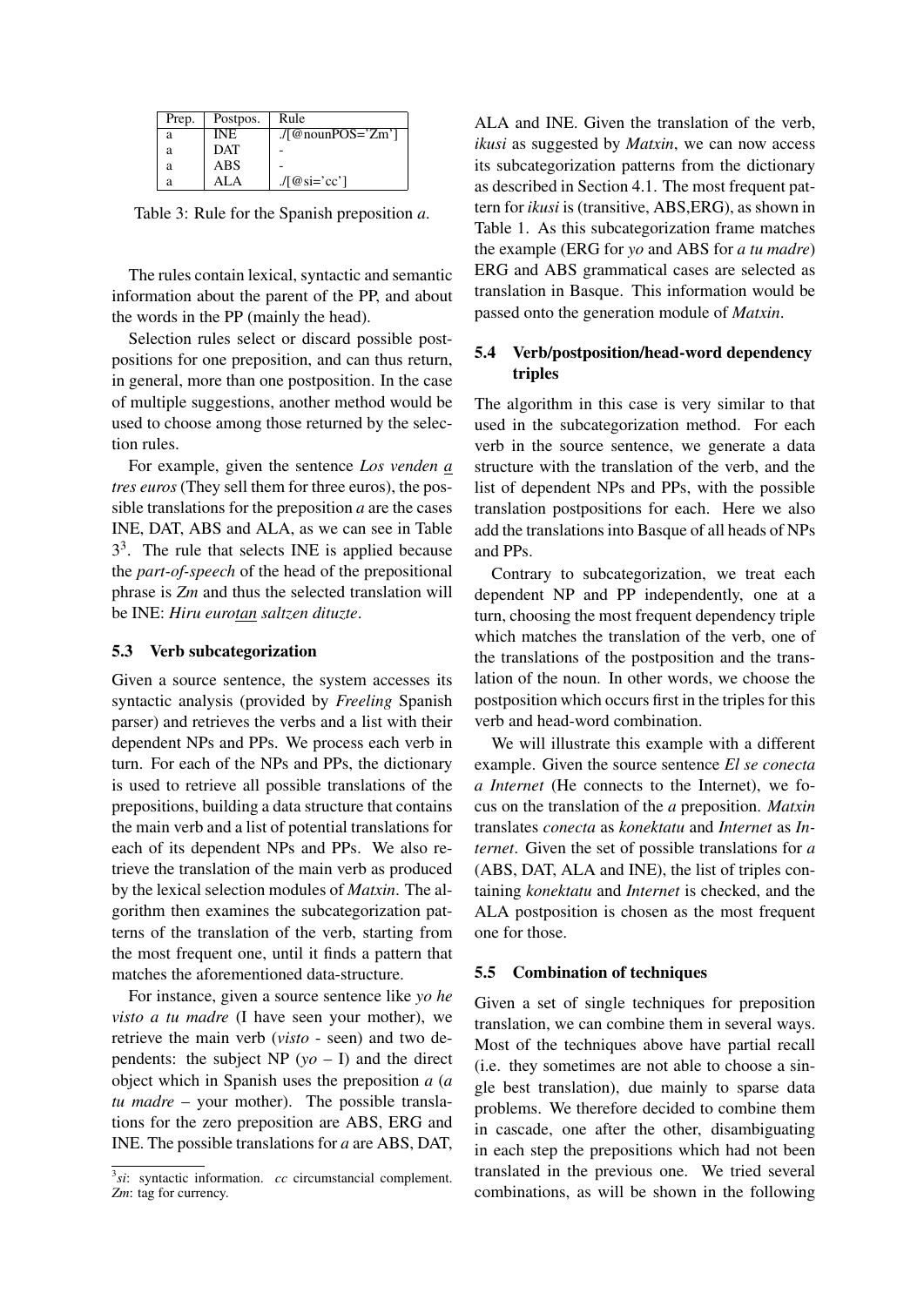| Prep. | Postpos. | Rule |
|---|---|---|
| a | INE | ./[@nounPOS='Zm'] |
| a | DAT | - |
| a | ABS | - |
| a | ALA | ./[@si='cc'] |

Table 3: Rule for the Spanish preposition *a*.

The rules contain lexical, syntactic and semantic information about the parent of the PP, and about the words in the PP (mainly the head).

Selection rules select or discard possible postpositions for one preposition, and can thus return, in general, more than one postposition. In the case of multiple suggestions, another method would be used to choose among those returned by the selection rules.

For example, given the sentence *Los venden a tres euros* (They sell them for three euros), the possible translations for the preposition *a* are the cases INE, DAT, ABS and ALA, as we can see in Table 3[3]. The rule that selects INE is applied because the *part-of-speech* of the head of the prepositional phrase is *Zm* and thus the selected translation will be INE: *Hiru eurotan saltzen dituzte*.

### 5.3 Verb subcategorization

Given a source sentence, the system accesses its syntactic analysis (provided by *Freeling* Spanish parser) and retrieves the verbs and a list with their dependent NPs and PPs. We process each verb in turn. For each of the NPs and PPs, the dictionary is used to retrieve all possible translations of the prepositions, building a data structure that contains the main verb and a list of potential translations for each of its dependent NPs and PPs. We also retrieve the translation of the main verb as produced by the lexical selection modules of *Matxin*. The algorithm then examines the subcategorization patterns of the translation of the verb, starting from the most frequent one, until it finds a pattern that matches the aforementioned data-structure.

For instance, given a source sentence like *yo he visto a tu madre* (I have seen your mother), we retrieve the main verb (*visto* - seen) and two dependents: the subject NP (*yo* – I) and the direct object which in Spanish uses the preposition *a* (*a tu madre* – your mother). The possible translations for the zero preposition are ABS, ERG and INE. The possible translations for *a* are ABS, DAT, ALA and INE. Given the translation of the verb, *ikusi* as suggested by *Matxin*, we can now access its subcategorization patterns from the dictionary as described in Section 4.1. The most frequent pattern for *ikusi* is (transitive, ABS,ERG), as shown in Table 1. As this subcategorization frame matches the example (ERG for *yo* and ABS for *a tu madre*) ERG and ABS grammatical cases are selected as translation in Basque. This information would be passed onto the generation module of *Matxin*.

### 5.4 Verb/postposition/head-word dependency triples

The algorithm in this case is very similar to that used in the subcategorization method. For each verb in the source sentence, we generate a data structure with the translation of the verb, and the list of dependent NPs and PPs, with the possible translation postpositions for each. Here we also add the translations into Basque of all heads of NPs and PPs.

Contrary to subcategorization, we treat each dependent NP and PP independently, one at a turn, choosing the most frequent dependency triple which matches the translation of the verb, one of the translations of the postposition and the translation of the noun. In other words, we choose the postposition which occurs first in the triples for this verb and head-word combination.

We will illustrate this example with a different example. Given the source sentence *El se conecta a Internet* (He connects to the Internet), we focus on the translation of the *a* preposition. *Matxin* translates *conecta* as *konektatu* and *Internet* as *Internet*. Given the set of possible translations for *a* (ABS, DAT, ALA and INE), the list of triples containing *konektatu* and *Internet* is checked, and the ALA postposition is chosen as the most frequent one for those.

### 5.5 Combination of techniques

Given a set of single techniques for preposition translation, we can combine them in several ways. Most of the techniques above have partial recall (i.e. they sometimes are not able to choose a single best translation), due mainly to sparse data problems. We therefore decided to combine them in cascade, one after the other, disambiguating in each step the prepositions which had not been translated in the previous one. We tried several combinations, as will be shown in the following

[3] *si*: syntactic information. *cc* circumstancial complement. *Zm*: tag for currency.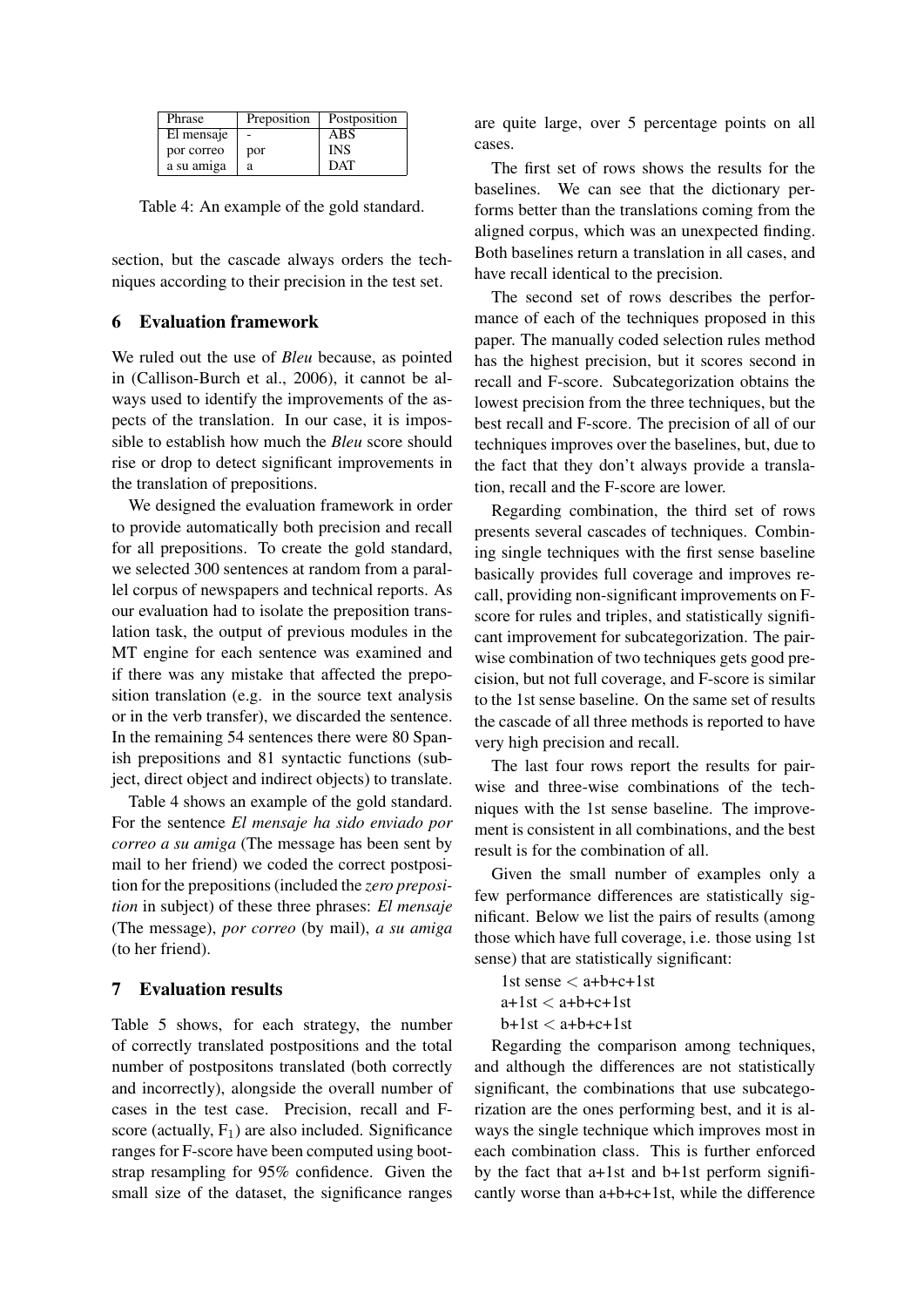| Phrase | Preposition | Postposition |
|---|---|---|
| El mensaje | - | ABS |
| por correo | por | INS |
| a su amiga | a | DAT |

Table 4: An example of the gold standard.

section, but the cascade always orders the techniques according to their precision in the test set.

## 6 Evaluation framework

We ruled out the use of *Bleu* because, as pointed in (Callison-Burch et al., 2006), it cannot be always used to identify the improvements of the aspects of the translation. In our case, it is impossible to establish how much the *Bleu* score should rise or drop to detect significant improvements in the translation of prepositions.

We designed the evaluation framework in order to provide automatically both precision and recall for all prepositions. To create the gold standard, we selected 300 sentences at random from a parallel corpus of newspapers and technical reports. As our evaluation had to isolate the preposition translation task, the output of previous modules in the MT engine for each sentence was examined and if there was any mistake that affected the preposition translation (e.g. in the source text analysis or in the verb transfer), we discarded the sentence. In the remaining 54 sentences there were 80 Spanish prepositions and 81 syntactic functions (subject, direct object and indirect objects) to translate.

Table 4 shows an example of the gold standard. For the sentence *El mensaje ha sido enviado por correo a su amiga* (The message has been sent by mail to her friend) we coded the correct postposition for the prepositions (included the *zero preposition* in subject) of these three phrases: *El mensaje* (The message), *por correo* (by mail), *a su amiga* (to her friend).

## 7 Evaluation results

Table 5 shows, for each strategy, the number of correctly translated postpositions and the total number of postpositons translated (both correctly and incorrectly), alongside the overall number of cases in the test case. Precision, recall and F-score (actually, $F_1$) are also included. Significance ranges for F-score have been computed using bootstrap resampling for 95% confidence. Given the small size of the dataset, the significance ranges are quite large, over 5 percentage points on all cases.

The first set of rows shows the results for the baselines. We can see that the dictionary performs better than the translations coming from the aligned corpus, which was an unexpected finding. Both baselines return a translation in all cases, and have recall identical to the precision.

The second set of rows describes the performance of each of the techniques proposed in this paper. The manually coded selection rules method has the highest precision, but it scores second in recall and F-score. Subcategorization obtains the lowest precision from the three techniques, but the best recall and F-score. The precision of all of our techniques improves over the baselines, but, due to the fact that they don't always provide a translation, recall and the F-score are lower.

Regarding combination, the third set of rows presents several cascades of techniques. Combining single techniques with the first sense baseline basically provides full coverage and improves recall, providing non-significant improvements on F-score for rules and triples, and statistically significant improvement for subcategorization. The pairwise combination of two techniques gets good precision, but not full coverage, and F-score is similar to the 1st sense baseline. On the same set of results the cascade of all three methods is reported to have very high precision and recall.

The last four rows report the results for pairwise and three-wise combinations of the techniques with the 1st sense baseline. The improvement is consistent in all combinations, and the best result is for the combination of all.

Given the small number of examples only a few performance differences are statistically significant. Below we list the pairs of results (among those which have full coverage, i.e. those using 1st sense) that are statistically significant:

1st sense < a+b+c+1st
a+1st < a+b+c+1st
b+1st < a+b+c+1st

Regarding the comparison among techniques, and although the differences are not statistically significant, the combinations that use subcategorization are the ones performing best, and it is always the single technique which improves most in each combination class. This is further enforced by the fact that a+1st and b+1st perform significantly worse than a+b+c+1st, while the difference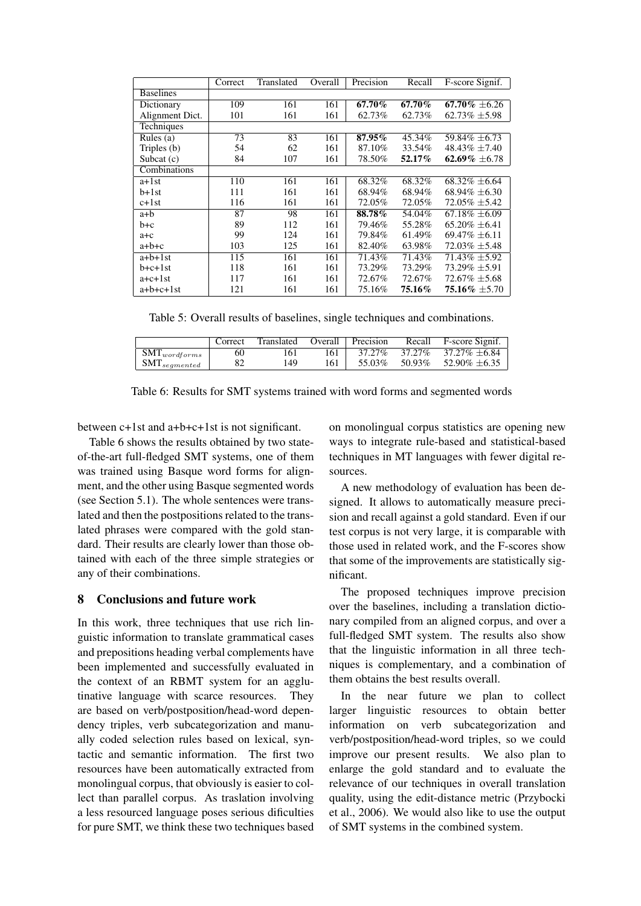| | Correct | Translated | Overall | Precision | Recall | F-score Signif. |
|---|---|---|---|---|---|---|
| Baselines | | | | | | |
| Dictionary | 109 | 161 | 161 | **67.70%** | **67.70%** | **67.70%** ±6.26 |
| Alignment Dict. | 101 | 161 | 161 | 62.73% | 62.73% | 62.73% ±5.98 |
| Techniques | | | | | | |
| Rules (a) | 73 | 83 | 161 | **87.95%** | 45.34% | 59.84% ±6.73 |
| Triples (b) | 54 | 62 | 161 | 87.10% | 33.54% | 48.43% ±7.40 |
| Subcat (c) | 84 | 107 | 161 | 78.50% | **52.17%** | **62.69%** ±6.78 |
| Combinations | | | | | | |
| a+1st | 110 | 161 | 161 | 68.32% | 68.32% | 68.32% ±6.64 |
| b+1st | 111 | 161 | 161 | 68.94% | 68.94% | 68.94% ±6.30 |
| c+1st | 116 | 161 | 161 | 72.05% | 72.05% | 72.05% ±5.42 |
| a+b | 87 | 98 | 161 | **88.78%** | 54.04% | 67.18% ±6.09 |
| b+c | 89 | 112 | 161 | 79.46% | 55.28% | 65.20% ±6.41 |
| a+c | 99 | 124 | 161 | 79.84% | 61.49% | 69.47% ±6.11 |
| a+b+c | 103 | 125 | 161 | 82.40% | 63.98% | 72.03% ±5.48 |
| a+b+1st | 115 | 161 | 161 | 71.43% | 71.43% | 71.43% ±5.92 |
| b+c+1st | 118 | 161 | 161 | 73.29% | 73.29% | 73.29% ±5.91 |
| a+c+1st | 117 | 161 | 161 | 72.67% | 72.67% | 72.67% ±5.68 |
| a+b+c+1st | 121 | 161 | 161 | 75.16% | **75.16%** | **75.16%** ±5.70 |

Table 5: Overall results of baselines, single techniques and combinations.

| | Correct | Translated | Overall | Precision | Recall | F-score Signif. |
|---|---|---|---|---|---|---|
| $SMT_{wordforms}$ | 60 | 161 | 161 | 37.27% | 37.27% | 37.27% ±6.84 |
| $SMT_{segmented}$ | 82 | 149 | 161 | 55.03% | 50.93% | 52.90% ±6.35 |

Table 6: Results for SMT systems trained with word forms and segmented words

between c+1st and a+b+c+1st is not significant.

Table 6 shows the results obtained by two state-of-the-art full-fledged SMT systems, one of them was trained using Basque word forms for alignment, and the other using Basque segmented words (see Section 5.1). The whole sentences were translated and then the postpositions related to the translated phrases were compared with the gold standard. Their results are clearly lower than those obtained with each of the three simple strategies or any of their combinations.

## 8 Conclusions and future work

In this work, three techniques that use rich linguistic information to translate grammatical cases and prepositions heading verbal complements have been implemented and successfully evaluated in the context of an RBMT system for an agglutinative language with scarce resources. They are based on verb/postposition/head-word dependency triples, verb subcategorization and manually coded selection rules based on lexical, syntactic and semantic information. The first two resources have been automatically extracted from monolingual corpus, that obviously is easier to collect than parallel corpus. As traslation involving a less resourced language poses serious dificulties for pure SMT, we think these two techniques based on monolingual corpus statistics are opening new ways to integrate rule-based and statistical-based techniques in MT languages with fewer digital resources.

A new methodology of evaluation has been designed. It allows to automatically measure precision and recall against a gold standard. Even if our test corpus is not very large, it is comparable with those used in related work, and the F-scores show that some of the improvements are statistically significant.

The proposed techniques improve precision over the baselines, including a translation dictionary compiled from an aligned corpus, and over a full-fledged SMT system. The results also show that the linguistic information in all three techniques is complementary, and a combination of them obtains the best results overall.

In the near future we plan to collect larger linguistic resources to obtain better information on verb subcategorization and verb/postposition/head-word triples, so we could improve our present results. We also plan to enlarge the gold standard and to evaluate the relevance of our techniques in overall translation quality, using the edit-distance metric (Przybocki et al., 2006). We would also like to use the output of SMT systems in the combined system.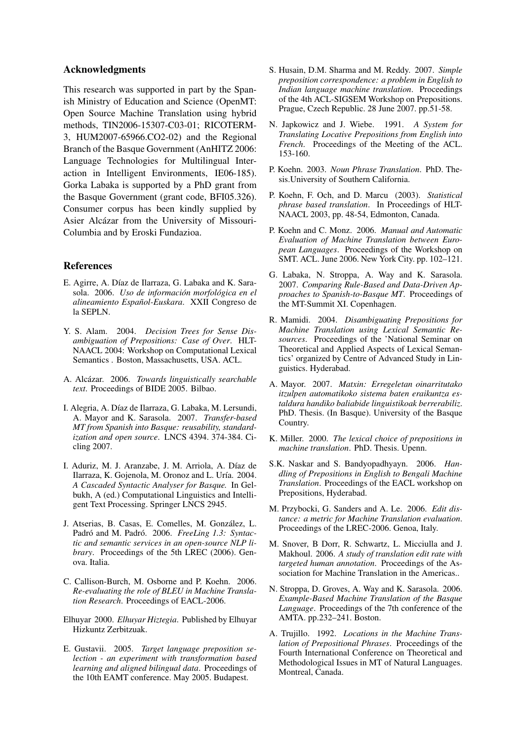## Acknowledgments

This research was supported in part by the Spanish Ministry of Education and Science (OpenMT: Open Source Machine Translation using hybrid methods, TIN2006-15307-C03-01; RICOTERM-3, HUM2007-65966.CO2-02) and the Regional Branch of the Basque Government (AnHITZ 2006: Language Technologies for Multilingual Interaction in Intelligent Environments, IE06-185). Gorka Labaka is supported by a PhD grant from the Basque Government (grant code, BFI05.326). Consumer corpus has been kindly supplied by Asier Alcázar from the University of Missouri-Columbia and by Eroski Fundazioa.

## References

E. Agirre, A. Díaz de Ilarraza, G. Labaka and K. Sarasola. 2006. *Uso de información morfológica en el alineamiento Español-Euskara*. XXII Congreso de la SEPLN.

Y. S. Alam. 2004. *Decision Trees for Sense Disambiguation of Prepositions: Case of Over*. HLT-NAACL 2004: Workshop on Computational Lexical Semantics . Boston, Massachusetts, USA. ACL.

A. Alcázar. 2006. *Towards linguistically searchable text*. Proceedings of BIDE 2005. Bilbao.

I. Alegria, A. Díaz de Ilarraza, G. Labaka, M. Lersundi, A. Mayor and K. Sarasola. 2007. *Transfer-based MT from Spanish into Basque: reusability, standardization and open source*. LNCS 4394. 374-384. Cicling 2007.

I. Aduriz, M. J. Aranzabe, J. M. Arriola, A. Díaz de Ilarraza, K. Gojenola, M. Oronoz and L. Uría. 2004. *A Cascaded Syntactic Analyser for Basque.* In Gelbukh, A (ed.) Computational Linguistics and Intelligent Text Processing. Springer LNCS 2945.

J. Atserias, B. Casas, E. Comelles, M. González, L. Padró and M. Padró. 2006. *FreeLing 1.3: Syntactic and semantic services in an open-source NLP library*. Proceedings of the 5th LREC (2006). Genova. Italia.

C. Callison-Burch, M. Osborne and P. Koehn. 2006. *Re-evaluating the role of BLEU in Machine Translation Research*. Proceedings of EACL-2006.

Elhuyar 2000. *Elhuyar Hiztegia*. Published by Elhuyar Hizkuntz Zerbitzuak.

E. Gustavii. 2005. *Target language preposition selection - an experiment with transformation based learning and aligned bilingual data*. Proceedings of the 10th EAMT conference. May 2005. Budapest.

S. Husain, D.M. Sharma and M. Reddy. 2007. *Simple preposition correspondence: a problem in English to Indian language machine translation*. Proceedings of the 4th ACL-SIGSEM Workshop on Prepositions. Prague, Czech Republic. 28 June 2007. pp.51-58.

N. Japkowicz and J. Wiebe. 1991. *A System for Translating Locative Prepositions from English into French*. Proceedings of the Meeting of the ACL. 153-160.

P. Koehn. 2003. *Noun Phrase Translation*. PhD. Thesis.University of Southern California.

P. Koehn, F. Och, and D. Marcu (2003). *Statistical phrase based translation*. In Proceedings of HLT-NAACL 2003, pp. 48-54, Edmonton, Canada.

P. Koehn and C. Monz. 2006. *Manual and Automatic Evaluation of Machine Translation between European Languages*. Proceedings of the Workshop on SMT. ACL. June 2006. New York City. pp. 102–121.

G. Labaka, N. Stroppa, A. Way and K. Sarasola. 2007. *Comparing Rule-Based and Data-Driven Approaches to Spanish-to-Basque MT*. Proceedings of the MT-Summit XI. Copenhagen.

R. Mamidi. 2004. *Disambiguating Prepositions for Machine Translation using Lexical Semantic Resources*. Proceedings of the 'National Seminar on Theoretical and Applied Aspects of Lexical Semantics' organized by Centre of Advanced Study in Linguistics. Hyderabad.

A. Mayor. 2007. *Matxin: Erregeletan oinarritutako itzulpen automatikoko sistema baten eraikuntza estaldura handiko baliabide linguistikoak berrerabiliz*. PhD. Thesis. (In Basque). University of the Basque Country.

K. Miller. 2000. *The lexical choice of prepositions in machine translation*. PhD. Thesis. Upenn.

S.K. Naskar and S. Bandyopadhyayn. 2006. *Handling of Prepositions in English to Bengali Machine Translation*. Proceedings of the EACL workshop on Prepositions, Hyderabad.

M. Przybocki, G. Sanders and A. Le. 2006. *Edit distance: a metric for Machine Translation evaluation*. Proceedings of the LREC-2006. Genoa, Italy.

M. Snover, B Dorr, R. Schwartz, L. Micciulla and J. Makhoul. 2006. *A study of translation edit rate with targeted human annotation*. Proceedings of the Association for Machine Translation in the Americas..

N. Stroppa, D. Groves, A. Way and K. Sarasola. 2006. *Example-Based Machine Translation of the Basque Language*. Proceedings of the 7th conference of the AMTA. pp.232–241. Boston.

A. Trujillo. 1992. *Locations in the Machine Translation of Prepositional Phrases*. Proceedings of the Fourth International Conference on Theoretical and Methodological Issues in MT of Natural Languages. Montreal, Canada.